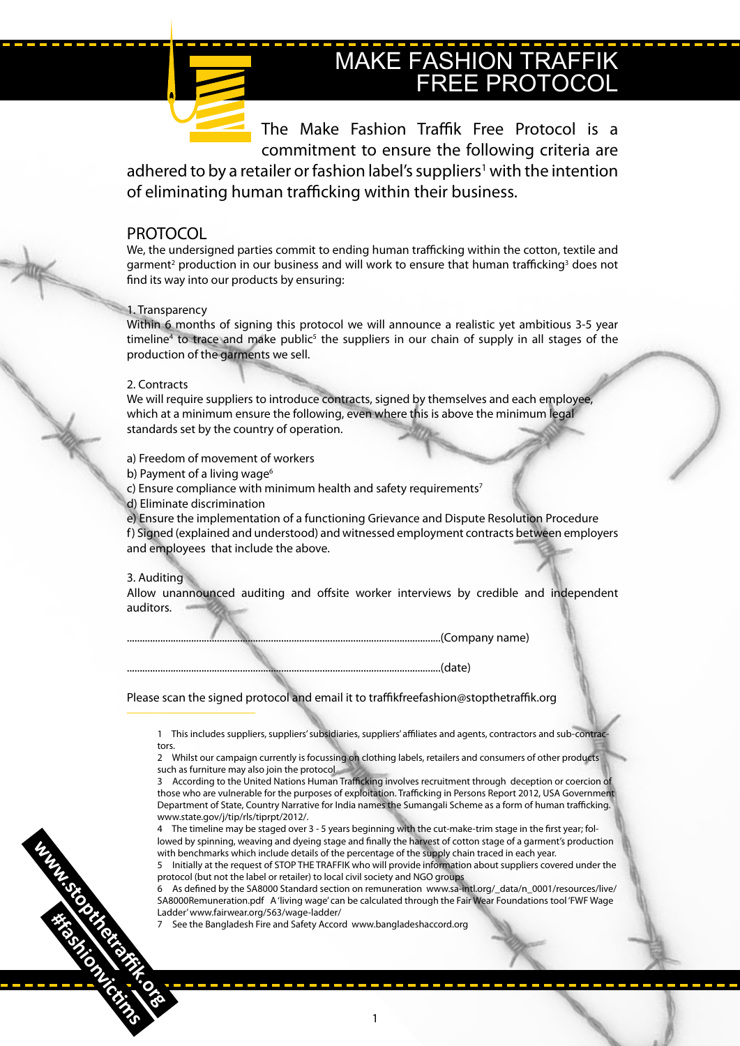# MAKE FASHION TRAFFIK FREE PROTOCOL

The Make Fashion Traffik Free Protocol is a commitment to ensure the following criteria are adhered to by a retailer or fashion label's suppliers[1] with the intention of eliminating human trafficking within their business.

## PROTOCOL

We, the undersigned parties commit to ending human trafficking within the cotton, textile and garment[2] production in our business and will work to ensure that human trafficking[3] does not find its way into our products by ensuring:

1. Transparency
Within 6 months of signing this protocol we will announce a realistic yet ambitious 3-5 year timeline[4] to trace and make public[5] the suppliers in our chain of supply in all stages of the production of the garments we sell.

2. Contracts
We will require suppliers to introduce contracts, signed by themselves and each employee, which at a minimum ensure the following, even where this is above the minimum legal standards set by the country of operation.

a) Freedom of movement of workers
b) Payment of a living wage[6]
c) Ensure compliance with minimum health and safety requirements[7]
d) Eliminate discrimination
e) Ensure the implementation of a functioning Grievance and Dispute Resolution Procedure
f) Signed (explained and understood) and witnessed employment contracts between employers and employees that include the above.

3. Auditing
Allow unannounced auditing and offsite worker interviews by credible and independent auditors.

..........................................................................................................................(Company name)

..........................................................................................................................(date)

Please scan the signed protocol and email it to traffikfreefashion@stopthetraffik.org

---

1 This includes suppliers, suppliers' subsidiaries, suppliers' affiliates and agents, contractors and sub-contractors.

2 Whilst our campaign currently is focussing on clothing labels, retailers and consumers of other products such as furniture may also join the protocol

3 According to the United Nations Human Trafficking involves recruitment through deception or coercion of those who are vulnerable for the purposes of exploitation. Trafficking in Persons Report 2012, USA Government Department of State, Country Narrative for India names the Sumangali Scheme as a form of human trafficking. www.state.gov/j/tip/rls/tiprpt/2012/.

4 The timeline may be staged over 3 - 5 years beginning with the cut-make-trim stage in the first year; followed by spinning, weaving and dyeing stage and finally the harvest of cotton stage of a garment's production with benchmarks which include details of the percentage of the supply chain traced in each year.

5 Initially at the request of STOP THE TRAFFIK who will provide information about suppliers covered under the protocol (but not the label or retailer) to local civil society and NGO groups

6 As defined by the SA8000 Standard section on remuneration www.sa-intl.org/_data/n_0001/resources/live/SA8000Remuneration.pdf A 'living wage' can be calculated through the Fair Wear Foundations tool 'FWF Wage Ladder' www.fairwear.org/563/wage-ladder/

7 See the Bangladesh Fire and Safety Accord www.bangladeshaccord.org

www.stopthetraffik.org
#fashionvictims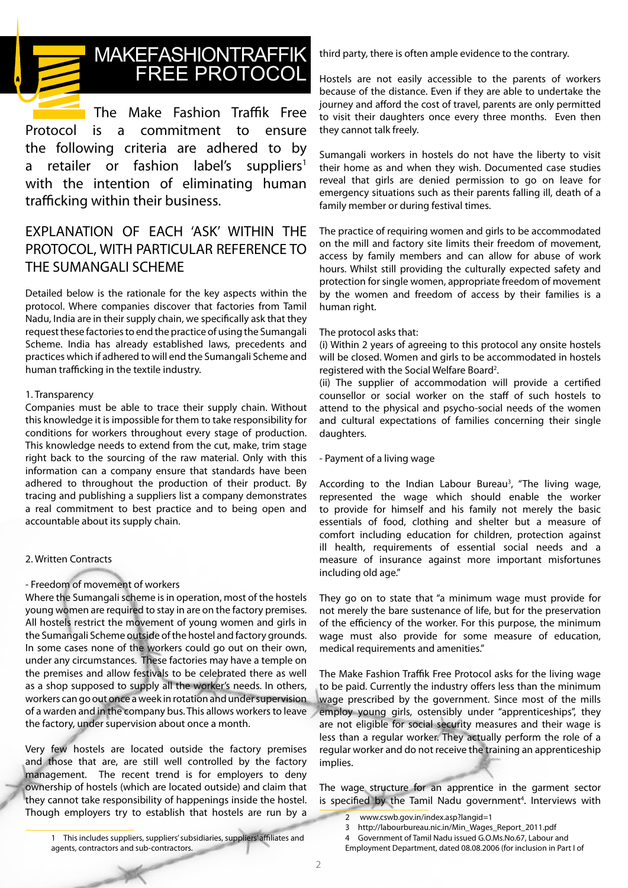# MAKEFASHIONTRAFFIK FREE PROTOCOL

The Make Fashion Traffik Free Protocol is a commitment to ensure the following criteria are adhered to by a retailer or fashion label's suppliers[1] with the intention of eliminating human trafficking within their business.

## EXPLANATION OF EACH 'ASK' WITHIN THE PROTOCOL, WITH PARTICULAR REFERENCE TO THE SUMANGALI SCHEME

Detailed below is the rationale for the key aspects within the protocol. Where companies discover that factories from Tamil Nadu, India are in their supply chain, we specifically ask that they request these factories to end the practice of using the Sumangali Scheme. India has already established laws, precedents and practices which if adhered to will end the Sumangali Scheme and human trafficking in the textile industry.

1. Transparency

Companies must be able to trace their supply chain. Without this knowledge it is impossible for them to take responsibility for conditions for workers throughout every stage of production. This knowledge needs to extend from the cut, make, trim stage right back to the sourcing of the raw material. Only with this information can a company ensure that standards have been adhered to throughout the production of their product. By tracing and publishing a suppliers list a company demonstrates a real commitment to best practice and to being open and accountable about its supply chain.

2. Written Contracts

- Freedom of movement of workers

Where the Sumangali scheme is in operation, most of the hostels young women are required to stay in are on the factory premises. All hostels restrict the movement of young women and girls in the Sumangali Scheme outside of the hostel and factory grounds. In some cases none of the workers could go out on their own, under any circumstances. These factories may have a temple on the premises and allow festivals to be celebrated there as well as a shop supposed to supply all the worker's needs. In others, workers can go out once a week in rotation and under supervision of a warden and in the company bus. This allows workers to leave the factory, under supervision about once a month.

Very few hostels are located outside the factory premises and those that are, are still well controlled by the factory management. The recent trend is for employers to deny ownership of hostels (which are located outside) and claim that they cannot take responsibility of happenings inside the hostel. Though employers try to establish that hostels are run by a third party, there is often ample evidence to the contrary.

Hostels are not easily accessible to the parents of workers because of the distance. Even if they are able to undertake the journey and afford the cost of travel, parents are only permitted to visit their daughters once every three months. Even then they cannot talk freely.

Sumangali workers in hostels do not have the liberty to visit their home as and when they wish. Documented case studies reveal that girls are denied permission to go on leave for emergency situations such as their parents falling ill, death of a family member or during festival times.

The practice of requiring women and girls to be accommodated on the mill and factory site limits their freedom of movement, access by family members and can allow for abuse of work hours. Whilst still providing the culturally expected safety and protection for single women, appropriate freedom of movement by the women and freedom of access by their families is a human right.

The protocol asks that:

(i) Within 2 years of agreeing to this protocol any onsite hostels will be closed. Women and girls to be accommodated in hostels registered with the Social Welfare Board[2].

(ii) The supplier of accommodation will provide a certified counsellor or social worker on the staff of such hostels to attend to the physical and psycho-social needs of the women and cultural expectations of families concerning their single daughters.

- Payment of a living wage

According to the Indian Labour Bureau[3], "The living wage, represented the wage which should enable the worker to provide for himself and his family not merely the basic essentials of food, clothing and shelter but a measure of comfort including education for children, protection against ill health, requirements of essential social needs and a measure of insurance against more important misfortunes including old age."

They go on to state that "a minimum wage must provide for not merely the bare sustenance of life, but for the preservation of the efficiency of the worker. For this purpose, the minimum wage must also provide for some measure of education, medical requirements and amenities."

The Make Fashion Traffik Free Protocol asks for the living wage to be paid. Currently the industry offers less than the minimum wage prescribed by the government. Since most of the mills employ young girls, ostensibly under "apprenticeships", they are not eligible for social security measures and their wage is less than a regular worker. They actually perform the role of a regular worker and do not receive the training an apprenticeship implies.

The wage structure for an apprentice in the garment sector is specified by the Tamil Nadu government[4]. Interviews with

---

1 This includes suppliers, suppliers' subsidiaries, suppliers' affiliates and agents, contractors and sub-contractors.

2 www.cswb.gov.in/index.asp?langid=1

3 http://labourbureau.nic.in/Min_Wages_Report_2011.pdf

4 Government of Tamil Nadu issued G.O.Ms.No.67, Labour and Employment Department, dated 08.08.2006 (for inclusion in Part I of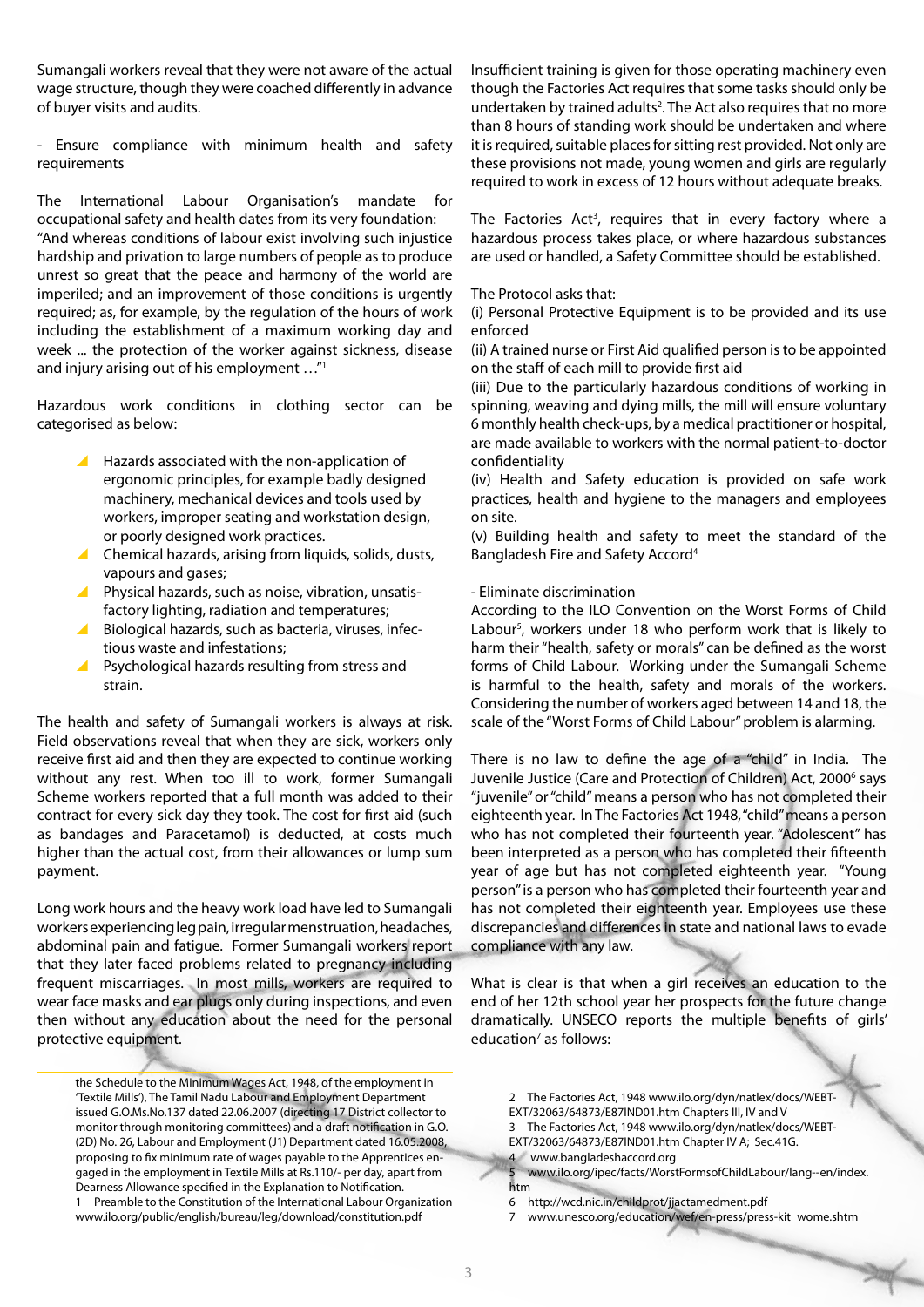Sumangali workers reveal that they were not aware of the actual wage structure, though they were coached differently in advance of buyer visits and audits.

- Ensure compliance with minimum health and safety requirements

The International Labour Organisation's mandate for occupational safety and health dates from its very foundation: "And whereas conditions of labour exist involving such injustice hardship and privation to large numbers of people as to produce unrest so great that the peace and harmony of the world are imperiled; and an improvement of those conditions is urgently required; as, for example, by the regulation of the hours of work including the establishment of a maximum working day and week ... the protection of the worker against sickness, disease and injury arising out of his employment …"[1]

Hazardous work conditions in clothing sector can be categorised as below:

- Hazards associated with the non-application of ergonomic principles, for example badly designed machinery, mechanical devices and tools used by workers, improper seating and workstation design, or poorly designed work practices.
- Chemical hazards, arising from liquids, solids, dusts, vapours and gases;
- Physical hazards, such as noise, vibration, unsatisfactory lighting, radiation and temperatures;
- Biological hazards, such as bacteria, viruses, infectious waste and infestations;
- Psychological hazards resulting from stress and strain.

The health and safety of Sumangali workers is always at risk. Field observations reveal that when they are sick, workers only receive first aid and then they are expected to continue working without any rest. When too ill to work, former Sumangali Scheme workers reported that a full month was added to their contract for every sick day they took. The cost for first aid (such as bandages and Paracetamol) is deducted, at costs much higher than the actual cost, from their allowances or lump sum payment.

Long work hours and the heavy work load have led to Sumangali workers experiencing leg pain, irregular menstruation, headaches, abdominal pain and fatigue. Former Sumangali workers report that they later faced problems related to pregnancy including frequent miscarriages. In most mills, workers are required to wear face masks and ear plugs only during inspections, and even then without any education about the need for the personal protective equipment.

Insufficient training is given for those operating machinery even though the Factories Act requires that some tasks should only be undertaken by trained adults[2]. The Act also requires that no more than 8 hours of standing work should be undertaken and where it is required, suitable places for sitting rest provided. Not only are these provisions not made, young women and girls are regularly required to work in excess of 12 hours without adequate breaks.

The Factories Act[3], requires that in every factory where a hazardous process takes place, or where hazardous substances are used or handled, a Safety Committee should be established.

The Protocol asks that:

(i) Personal Protective Equipment is to be provided and its use enforced

(ii) A trained nurse or First Aid qualified person is to be appointed on the staff of each mill to provide first aid

(iii) Due to the particularly hazardous conditions of working in spinning, weaving and dying mills, the mill will ensure voluntary 6 monthly health check-ups, by a medical practitioner or hospital, are made available to workers with the normal patient-to-doctor confidentiality

(iv) Health and Safety education is provided on safe work practices, health and hygiene to the managers and employees on site.

(v) Building health and safety to meet the standard of the Bangladesh Fire and Safety Accord[4]

- Eliminate discrimination

According to the ILO Convention on the Worst Forms of Child Labour[5], workers under 18 who perform work that is likely to harm their "health, safety or morals" can be defined as the worst forms of Child Labour. Working under the Sumangali Scheme is harmful to the health, safety and morals of the workers. Considering the number of workers aged between 14 and 18, the scale of the "Worst Forms of Child Labour" problem is alarming.

There is no law to define the age of a "child" in India. The Juvenile Justice (Care and Protection of Children) Act, 2000[6] says "juvenile" or "child" means a person who has not completed their eighteenth year. In The Factories Act 1948, "child" means a person who has not completed their fourteenth year. "Adolescent" has been interpreted as a person who has completed their fifteenth year of age but has not completed eighteenth year. "Young person" is a person who has completed their fourteenth year and has not completed their eighteenth year. Employees use these discrepancies and differences in state and national laws to evade compliance with any law.

What is clear is that when a girl receives an education to the end of her 12th school year her prospects for the future change dramatically. UNSECO reports the multiple benefits of girls' education[7] as follows:

---

the Schedule to the Minimum Wages Act, 1948, of the employment in 'Textile Mills'), The Tamil Nadu Labour and Employment Department issued G.O.Ms.No.137 dated 22.06.2007 (directing 17 District collector to monitor through monitoring committees) and a draft notification in G.O. (2D) No. 26, Labour and Employment (J1) Department dated 16.05.2008, proposing to fix minimum rate of wages payable to the Apprentices engaged in the employment in Textile Mills at Rs.110/- per day, apart from Dearness Allowance specified in the Explanation to Notification.

1 Preamble to the Constitution of the International Labour Organization www.ilo.org/public/english/bureau/leg/download/constitution.pdf

2 The Factories Act, 1948 www.ilo.org/dyn/natlex/docs/WEBTEXT/32063/64873/E87IND01.htm Chapters III, IV and V

3 The Factories Act, 1948 www.ilo.org/dyn/natlex/docs/WEBTEXT/32063/64873/E87IND01.htm Chapter IV A; Sec.41G.

4 www.bangladeshaccord.org

5 www.ilo.org/ipec/facts/WorstFormsofChildLabour/lang--en/index.htm

6 http://wcd.nic.in/childprot/jjactamedment.pdf

7 www.unesco.org/education/wef/en-press/press-kit_wome.shtm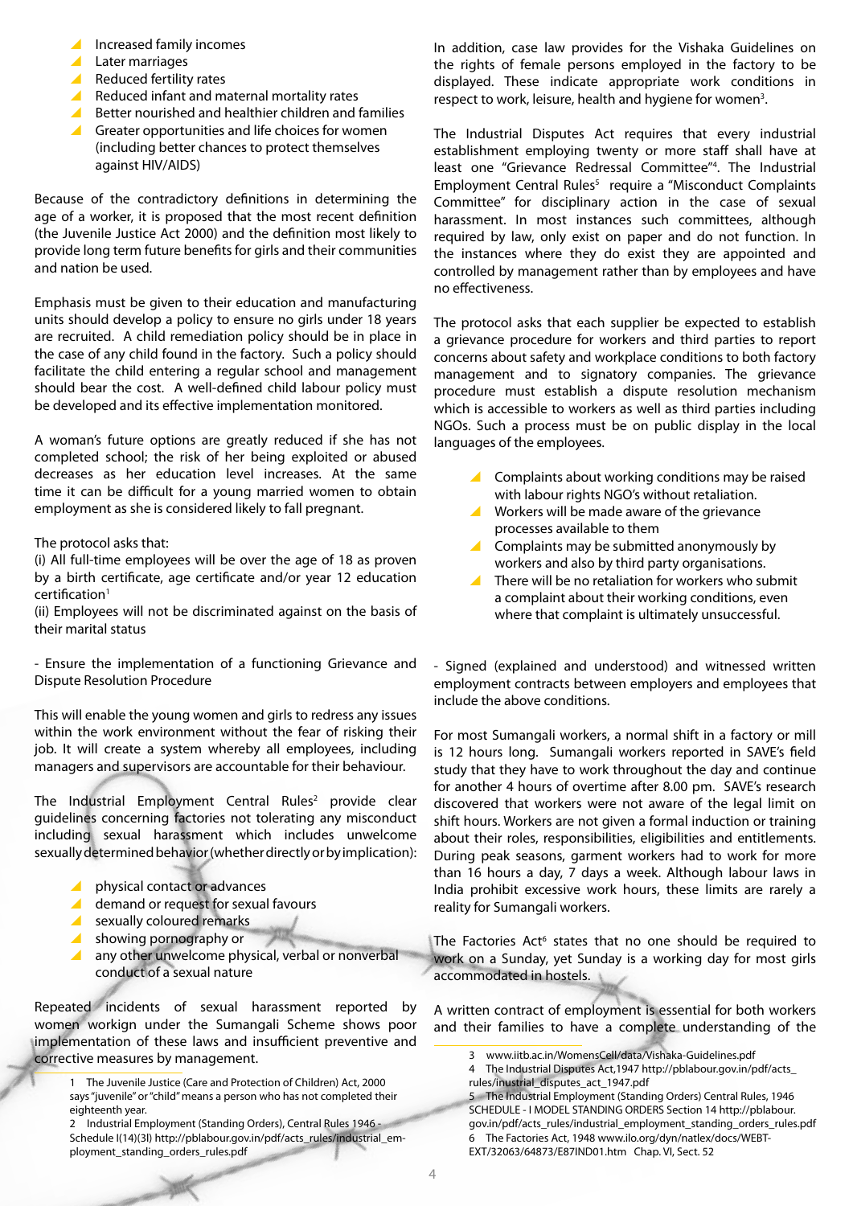- Increased family incomes
- Later marriages
- Reduced fertility rates
- Reduced infant and maternal mortality rates
- Better nourished and healthier children and families
- Greater opportunities and life choices for women (including better chances to protect themselves against HIV/AIDS)

Because of the contradictory definitions in determining the age of a worker, it is proposed that the most recent definition (the Juvenile Justice Act 2000) and the definition most likely to provide long term future benefits for girls and their communities and nation be used.

Emphasis must be given to their education and manufacturing units should develop a policy to ensure no girls under 18 years are recruited. A child remediation policy should be in place in the case of any child found in the factory. Such a policy should facilitate the child entering a regular school and management should bear the cost. A well-defined child labour policy must be developed and its effective implementation monitored.

A woman's future options are greatly reduced if she has not completed school; the risk of her being exploited or abused decreases as her education level increases. At the same time it can be difficult for a young married women to obtain employment as she is considered likely to fall pregnant.

The protocol asks that:
(i) All full-time employees will be over the age of 18 as proven by a birth certificate, age certificate and/or year 12 education certification[1]
(ii) Employees will not be discriminated against on the basis of their marital status

- Ensure the implementation of a functioning Grievance and Dispute Resolution Procedure

This will enable the young women and girls to redress any issues within the work environment without the fear of risking their job. It will create a system whereby all employees, including managers and supervisors are accountable for their behaviour.

The Industrial Employment Central Rules[2] provide clear guidelines concerning factories not tolerating any misconduct including sexual harassment which includes unwelcome sexually determined behavior (whether directly or by implication):

- physical contact or advances
- demand or request for sexual favours
- sexually coloured remarks
- showing pornography or
- any other unwelcome physical, verbal or nonverbal conduct of a sexual nature

Repeated incidents of sexual harassment reported by women workign under the Sumangali Scheme shows poor implementation of these laws and insufficient preventive and corrective measures by management.

In addition, case law provides for the Vishaka Guidelines on the rights of female persons employed in the factory to be displayed. These indicate appropriate work conditions in respect to work, leisure, health and hygiene for women[3].

The Industrial Disputes Act requires that every industrial establishment employing twenty or more staff shall have at least one "Grievance Redressal Committee"[4]. The Industrial Employment Central Rules[5] require a "Misconduct Complaints Committee" for disciplinary action in the case of sexual harassment. In most instances such committees, although required by law, only exist on paper and do not function. In the instances where they do exist they are appointed and controlled by management rather than by employees and have no effectiveness.

The protocol asks that each supplier be expected to establish a grievance procedure for workers and third parties to report concerns about safety and workplace conditions to both factory management and to signatory companies. The grievance procedure must establish a dispute resolution mechanism which is accessible to workers as well as third parties including NGOs. Such a process must be on public display in the local languages of the employees.

- Complaints about working conditions may be raised with labour rights NGO's without retaliation.
- Workers will be made aware of the grievance processes available to them
- Complaints may be submitted anonymously by workers and also by third party organisations.
- There will be no retaliation for workers who submit a complaint about their working conditions, even where that complaint is ultimately unsuccessful.

- Signed (explained and understood) and witnessed written employment contracts between employers and employees that include the above conditions.

For most Sumangali workers, a normal shift in a factory or mill is 12 hours long. Sumangali workers reported in SAVE's field study that they have to work throughout the day and continue for another 4 hours of overtime after 8.00 pm. SAVE's research discovered that workers were not aware of the legal limit on shift hours. Workers are not given a formal induction or training about their roles, responsibilities, eligibilities and entitlements. During peak seasons, garment workers had to work for more than 16 hours a day, 7 days a week. Although labour laws in India prohibit excessive work hours, these limits are rarely a reality for Sumangali workers.

The Factories Act[6] states that no one should be required to work on a Sunday, yet Sunday is a working day for most girls accommodated in hostels.

A written contract of employment is essential for both workers and their families to have a complete understanding of the

---

1 The Juvenile Justice (Care and Protection of Children) Act, 2000 says "juvenile" or "child" means a person who has not completed their eighteenth year.

2 Industrial Employment (Standing Orders), Central Rules 1946 - Schedule I(14)(3I) http://pblabour.gov.in/pdf/acts_rules/industrial_employment_standing_orders_rules.pdf

3 www.iitb.ac.in/WomensCell/data/Vishaka-Guidelines.pdf

4 The Industrial Disputes Act,1947 http://pblabour.gov.in/pdf/acts_rules/insutrial_disputes_act_1947.pdf

5 The Industrial Employment (Standing Orders) Central Rules, 1946 SCHEDULE - I MODEL STANDING ORDERS Section 14 http://pblabour.gov.in/pdf/acts_rules/industrial_employment_standing_orders_rules.pdf

6 The Factories Act, 1948 www.ilo.org/dyn/natlex/docs/WEBTEXT/32063/64873/E87IND01.htm Chap. VI, Sect. 52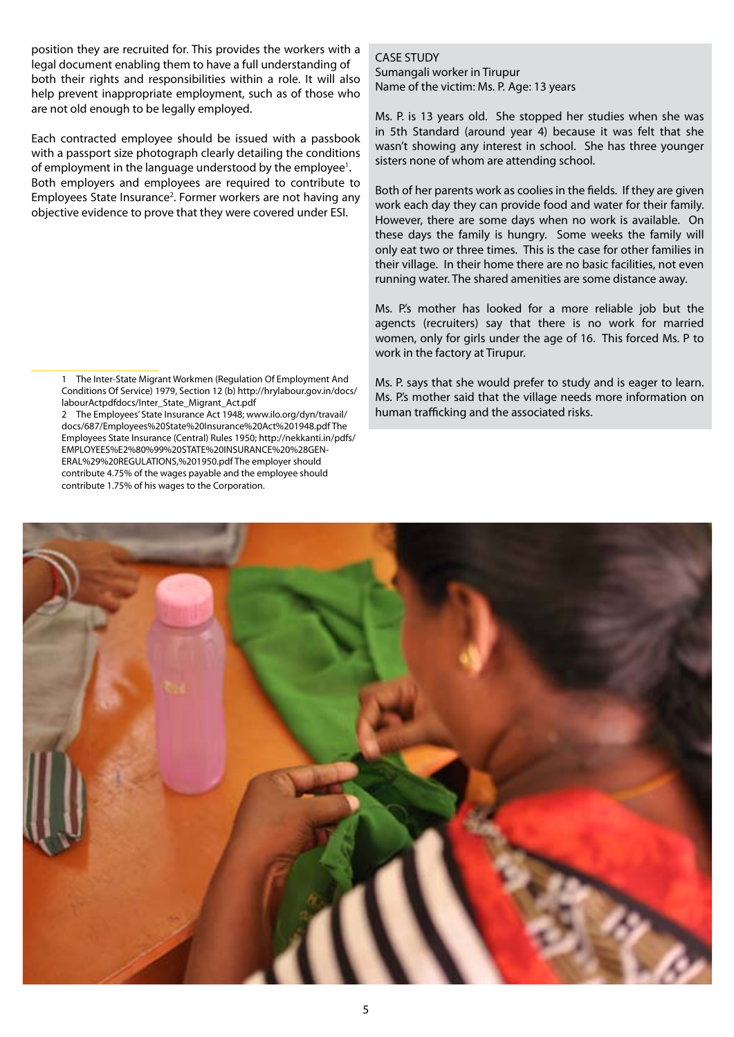position they are recruited for. This provides the workers with a legal document enabling them to have a full understanding of both their rights and responsibilities within a role. It will also help prevent inappropriate employment, such as of those who are not old enough to be legally employed.

Each contracted employee should be issued with a passbook with a passport size photograph clearly detailing the conditions of employment in the language understood by the employee[1]. Both employers and employees are required to contribute to Employees State Insurance[2]. Former workers are not having any objective evidence to prove that they were covered under ESI.

CASE STUDY
Sumangali worker in Tirupur
Name of the victim: Ms. P. Age: 13 years

Ms. P. is 13 years old. She stopped her studies when she was in 5th Standard (around year 4) because it was felt that she wasn't showing any interest in school. She has three younger sisters none of whom are attending school.

Both of her parents work as coolies in the fields. If they are given work each day they can provide food and water for their family. However, there are some days when no work is available. On these days the family is hungry. Some weeks the family will only eat two or three times. This is the case for other families in their village. In their home there are no basic facilities, not even running water. The shared amenities are some distance away.

Ms. P.'s mother has looked for a more reliable job but the agencts (recruiters) say that there is no work for married women, only for girls under the age of 16. This forced Ms. P to work in the factory at Tirupur.

Ms. P. says that she would prefer to study and is eager to learn. Ms. P.'s mother said that the village needs more information on human trafficking and the associated risks.

---

1 The Inter-State Migrant Workmen (Regulation Of Employment And Conditions Of Service) 1979, Section 12 (b) http://hrylabour.gov.in/docs/labourActpdfdocs/Inter_State_Migrant_Act.pdf

2 The Employees' State Insurance Act 1948; www.ilo.org/dyn/travail/docs/687/Employees%20State%20Insurance%20Act%201948.pdf The Employees State Insurance (Central) Rules 1950; http://nekkanti.in/pdfs/EMPLOYEES%E2%80%99%20STATE%20INSURANCE%20%28GENERAL%29%20REGULATIONS,%201950.pdf The employer should contribute 4.75% of the wages payable and the employee should contribute 1.75% of his wages to the Corporation.